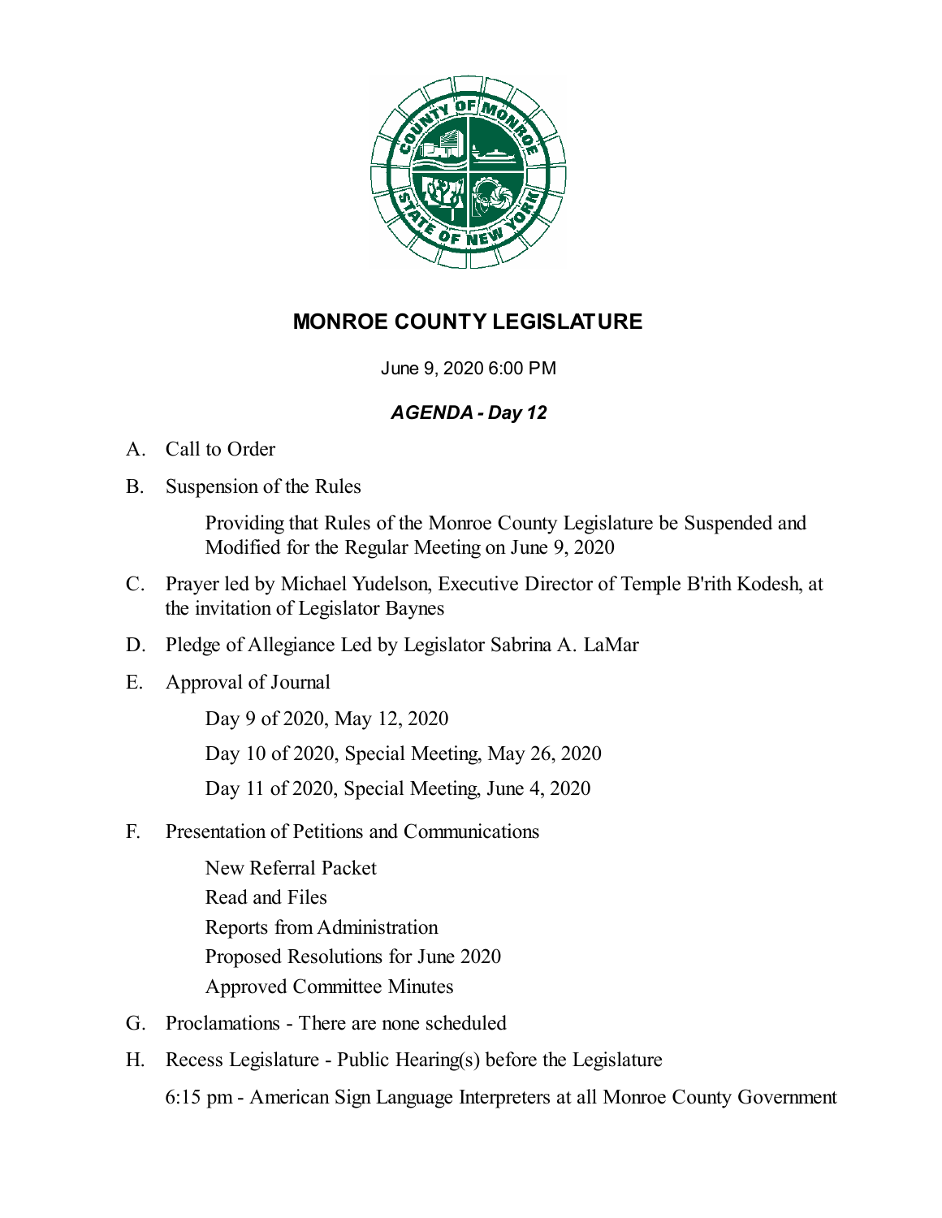# MONROE COUNTY LEGISLATURE

June 9, 2020 6:00 PM

***AGENDA - Day 12***

A. Call to Order

B. Suspension of the Rules

   Providing that Rules of the Monroe County Legislature be Suspended and Modified for the Regular Meeting on June 9, 2020

C. Prayer led by Michael Yudelson, Executive Director of Temple B'rith Kodesh, at the invitation of Legislator Baynes

D. Pledge of Allegiance Led by Legislator Sabrina A. LaMar

E. Approval of Journal

   Day 9 of 2020, May 12, 2020

   Day 10 of 2020, Special Meeting, May 26, 2020

   Day 11 of 2020, Special Meeting, June 4, 2020

F. Presentation of Petitions and Communications

   New Referral Packet
   Read and Files
   Reports from Administration
   Proposed Resolutions for June 2020
   Approved Committee Minutes

G. Proclamations - There are none scheduled

H. Recess Legislature - Public Hearing(s) before the Legislature

   6:15 pm - American Sign Language Interpreters at all Monroe County Government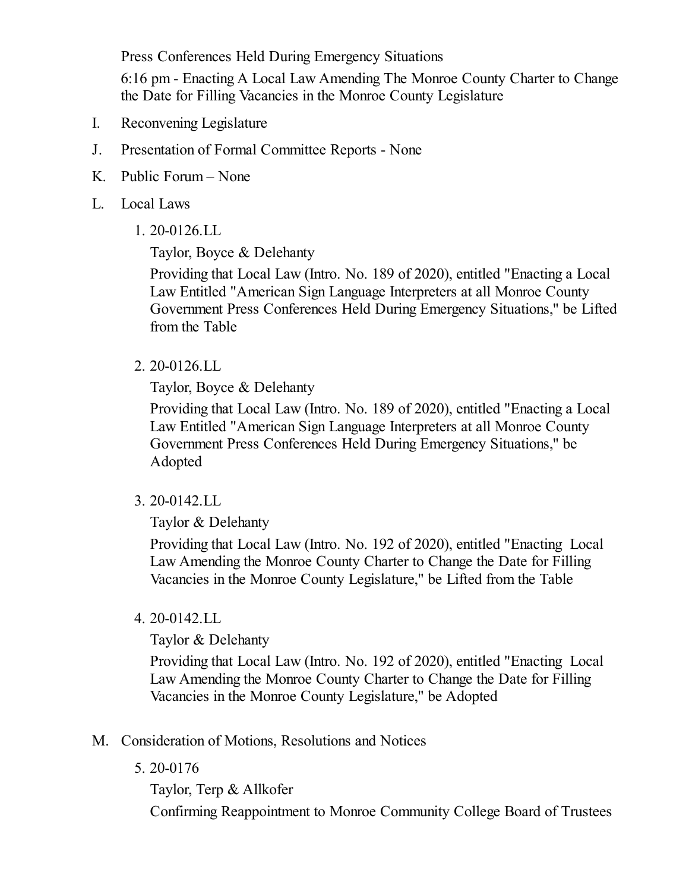Press Conferences Held During Emergency Situations

6:16 pm - Enacting A Local Law Amending The Monroe County Charter to Change the Date for Filling Vacancies in the Monroe County Legislature

I. Reconvening Legislature

J. Presentation of Formal Committee Reports - None

K. Public Forum – None

L. Local Laws

1. 20-0126.LL

   Taylor, Boyce & Delehanty

   Providing that Local Law (Intro. No. 189 of 2020), entitled "Enacting a Local Law Entitled "American Sign Language Interpreters at all Monroe County Government Press Conferences Held During Emergency Situations," be Lifted from the Table

2. 20-0126.LL

   Taylor, Boyce & Delehanty

   Providing that Local Law (Intro. No. 189 of 2020), entitled "Enacting a Local Law Entitled "American Sign Language Interpreters at all Monroe County Government Press Conferences Held During Emergency Situations," be Adopted

3. 20-0142.LL

   Taylor & Delehanty

   Providing that Local Law (Intro. No. 192 of 2020), entitled "Enacting Local Law Amending the Monroe County Charter to Change the Date for Filling Vacancies in the Monroe County Legislature," be Lifted from the Table

4. 20-0142.LL

   Taylor & Delehanty

   Providing that Local Law (Intro. No. 192 of 2020), entitled "Enacting Local Law Amending the Monroe County Charter to Change the Date for Filling Vacancies in the Monroe County Legislature," be Adopted

M. Consideration of Motions, Resolutions and Notices

5. 20-0176

   Taylor, Terp & Allkofer

   Confirming Reappointment to Monroe Community College Board of Trustees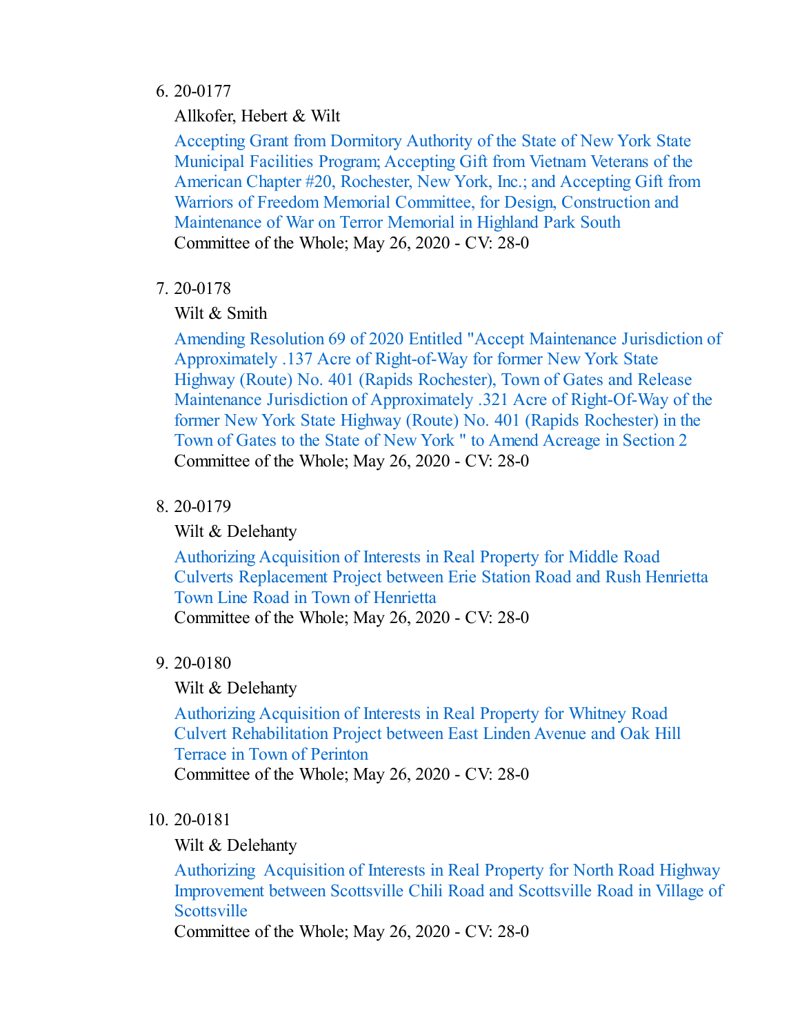6. 20-0177

   Allkofer, Hebert & Wilt

   Accepting Grant from Dormitory Authority of the State of New York State Municipal Facilities Program; Accepting Gift from Vietnam Veterans of the American Chapter #20, Rochester, New York, Inc.; and Accepting Gift from Warriors of Freedom Memorial Committee, for Design, Construction and Maintenance of War on Terror Memorial in Highland Park South

   Committee of the Whole; May 26, 2020 - CV: 28-0

7. 20-0178

   Wilt & Smith

   Amending Resolution 69 of 2020 Entitled "Accept Maintenance Jurisdiction of Approximately .137 Acre of Right-of-Way for former New York State Highway (Route) No. 401 (Rapids Rochester), Town of Gates and Release Maintenance Jurisdiction of Approximately .321 Acre of Right-Of-Way of the former New York State Highway (Route) No. 401 (Rapids Rochester) in the Town of Gates to the State of New York " to Amend Acreage in Section 2

   Committee of the Whole; May 26, 2020 - CV: 28-0

8. 20-0179

   Wilt & Delehanty

   Authorizing Acquisition of Interests in Real Property for Middle Road Culverts Replacement Project between Erie Station Road and Rush Henrietta Town Line Road in Town of Henrietta

   Committee of the Whole; May 26, 2020 - CV: 28-0

9. 20-0180

   Wilt & Delehanty

   Authorizing Acquisition of Interests in Real Property for Whitney Road Culvert Rehabilitation Project between East Linden Avenue and Oak Hill Terrace in Town of Perinton

   Committee of the Whole; May 26, 2020 - CV: 28-0

10. 20-0181

    Wilt & Delehanty

    Authorizing Acquisition of Interests in Real Property for North Road Highway Improvement between Scottsville Chili Road and Scottsville Road in Village of Scottsville

    Committee of the Whole; May 26, 2020 - CV: 28-0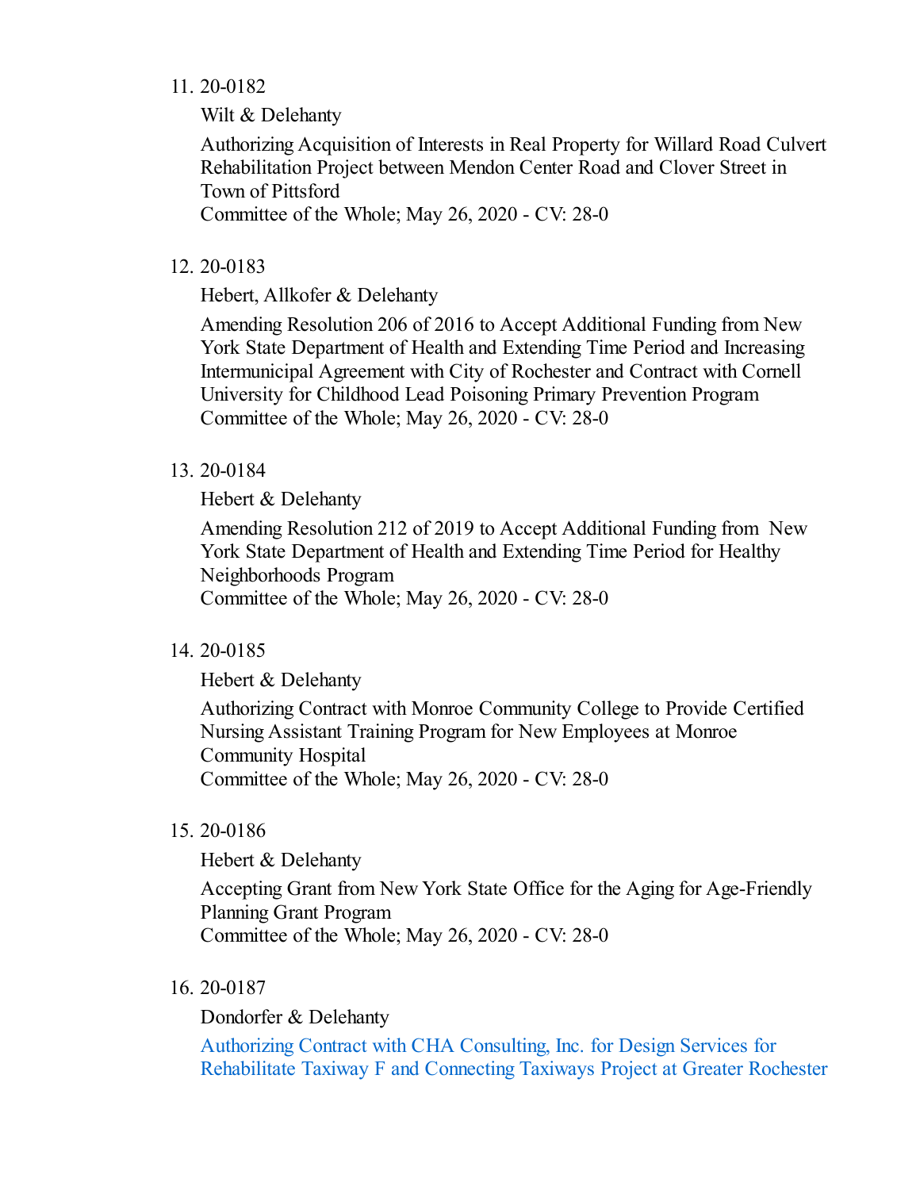11. 20-0182

    Wilt & Delehanty

    Authorizing Acquisition of Interests in Real Property for Willard Road Culvert Rehabilitation Project between Mendon Center Road and Clover Street in Town of Pittsford
    Committee of the Whole; May 26, 2020 - CV: 28-0

12. 20-0183

    Hebert, Allkofer & Delehanty

    Amending Resolution 206 of 2016 to Accept Additional Funding from New York State Department of Health and Extending Time Period and Increasing Intermunicipal Agreement with City of Rochester and Contract with Cornell University for Childhood Lead Poisoning Primary Prevention Program
    Committee of the Whole; May 26, 2020 - CV: 28-0

13. 20-0184

    Hebert & Delehanty

    Amending Resolution 212 of 2019 to Accept Additional Funding from New York State Department of Health and Extending Time Period for Healthy Neighborhoods Program
    Committee of the Whole; May 26, 2020 - CV: 28-0

14. 20-0185

    Hebert & Delehanty

    Authorizing Contract with Monroe Community College to Provide Certified Nursing Assistant Training Program for New Employees at Monroe Community Hospital
    Committee of the Whole; May 26, 2020 - CV: 28-0

15. 20-0186

    Hebert & Delehanty

    Accepting Grant from New York State Office for the Aging for Age-Friendly Planning Grant Program
    Committee of the Whole; May 26, 2020 - CV: 28-0

16. 20-0187

    Dondorfer & Delehanty

    Authorizing Contract with CHA Consulting, Inc. for Design Services for Rehabilitate Taxiway F and Connecting Taxiways Project at Greater Rochester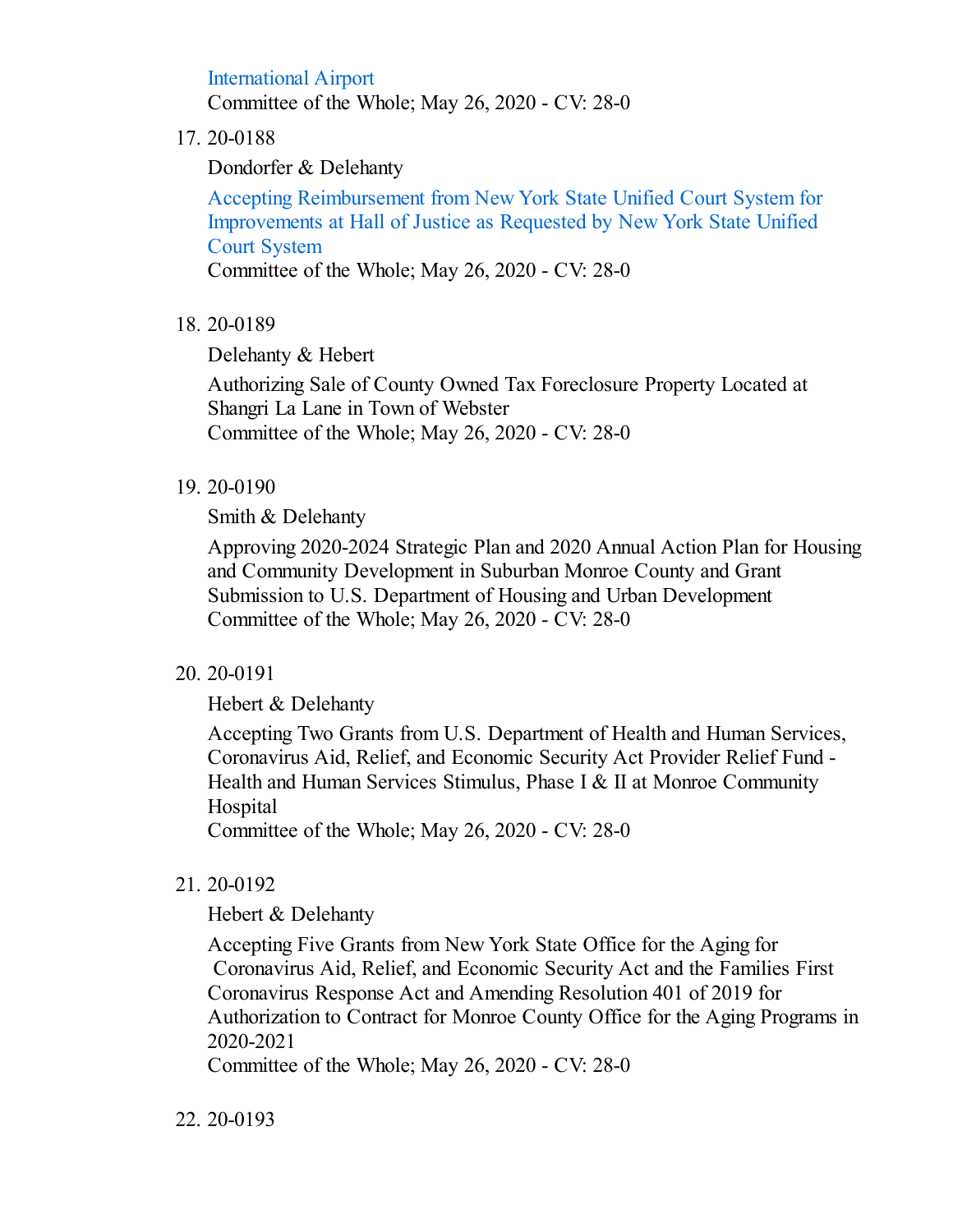International Airport
Committee of the Whole; May 26, 2020 - CV: 28-0

17. 20-0188

    Dondorfer & Delehanty

    Accepting Reimbursement from New York State Unified Court System for Improvements at Hall of Justice as Requested by New York State Unified Court System
    Committee of the Whole; May 26, 2020 - CV: 28-0

18. 20-0189

    Delehanty & Hebert

    Authorizing Sale of County Owned Tax Foreclosure Property Located at Shangri La Lane in Town of Webster
    Committee of the Whole; May 26, 2020 - CV: 28-0

19. 20-0190

    Smith & Delehanty

    Approving 2020-2024 Strategic Plan and 2020 Annual Action Plan for Housing and Community Development in Suburban Monroe County and Grant Submission to U.S. Department of Housing and Urban Development
    Committee of the Whole; May 26, 2020 - CV: 28-0

20. 20-0191

    Hebert & Delehanty

    Accepting Two Grants from U.S. Department of Health and Human Services, Coronavirus Aid, Relief, and Economic Security Act Provider Relief Fund - Health and Human Services Stimulus, Phase I & II at Monroe Community Hospital
    Committee of the Whole; May 26, 2020 - CV: 28-0

21. 20-0192

    Hebert & Delehanty

    Accepting Five Grants from New York State Office for the Aging for Coronavirus Aid, Relief, and Economic Security Act and the Families First Coronavirus Response Act and Amending Resolution 401 of 2019 for Authorization to Contract for Monroe County Office for the Aging Programs in 2020-2021
    Committee of the Whole; May 26, 2020 - CV: 28-0

22. 20-0193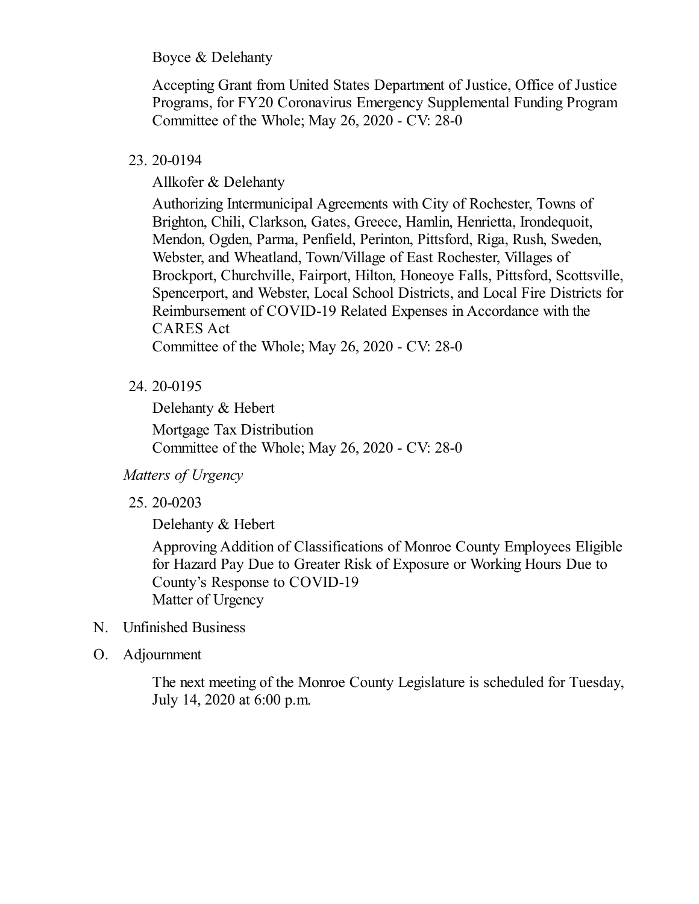Boyce & Delehanty

Accepting Grant from United States Department of Justice, Office of Justice Programs, for FY20 Coronavirus Emergency Supplemental Funding Program
Committee of the Whole; May 26, 2020 - CV: 28-0

23. 20-0194

    Allkofer & Delehanty

    Authorizing Intermunicipal Agreements with City of Rochester, Towns of Brighton, Chili, Clarkson, Gates, Greece, Hamlin, Henrietta, Irondequoit, Mendon, Ogden, Parma, Penfield, Perinton, Pittsford, Riga, Rush, Sweden, Webster, and Wheatland, Town/Village of East Rochester, Villages of Brockport, Churchville, Fairport, Hilton, Honeoye Falls, Pittsford, Scottsville, Spencerport, and Webster, Local School Districts, and Local Fire Districts for Reimbursement of COVID-19 Related Expenses in Accordance with the CARES Act
    Committee of the Whole; May 26, 2020 - CV: 28-0

24. 20-0195

    Delehanty & Hebert

    Mortgage Tax Distribution
    Committee of the Whole; May 26, 2020 - CV: 28-0

*Matters of Urgency*

25. 20-0203

    Delehanty & Hebert

    Approving Addition of Classifications of Monroe County Employees Eligible for Hazard Pay Due to Greater Risk of Exposure or Working Hours Due to County's Response to COVID-19
    Matter of Urgency

N. Unfinished Business

O. Adjournment

    The next meeting of the Monroe County Legislature is scheduled for Tuesday, July 14, 2020 at 6:00 p.m.